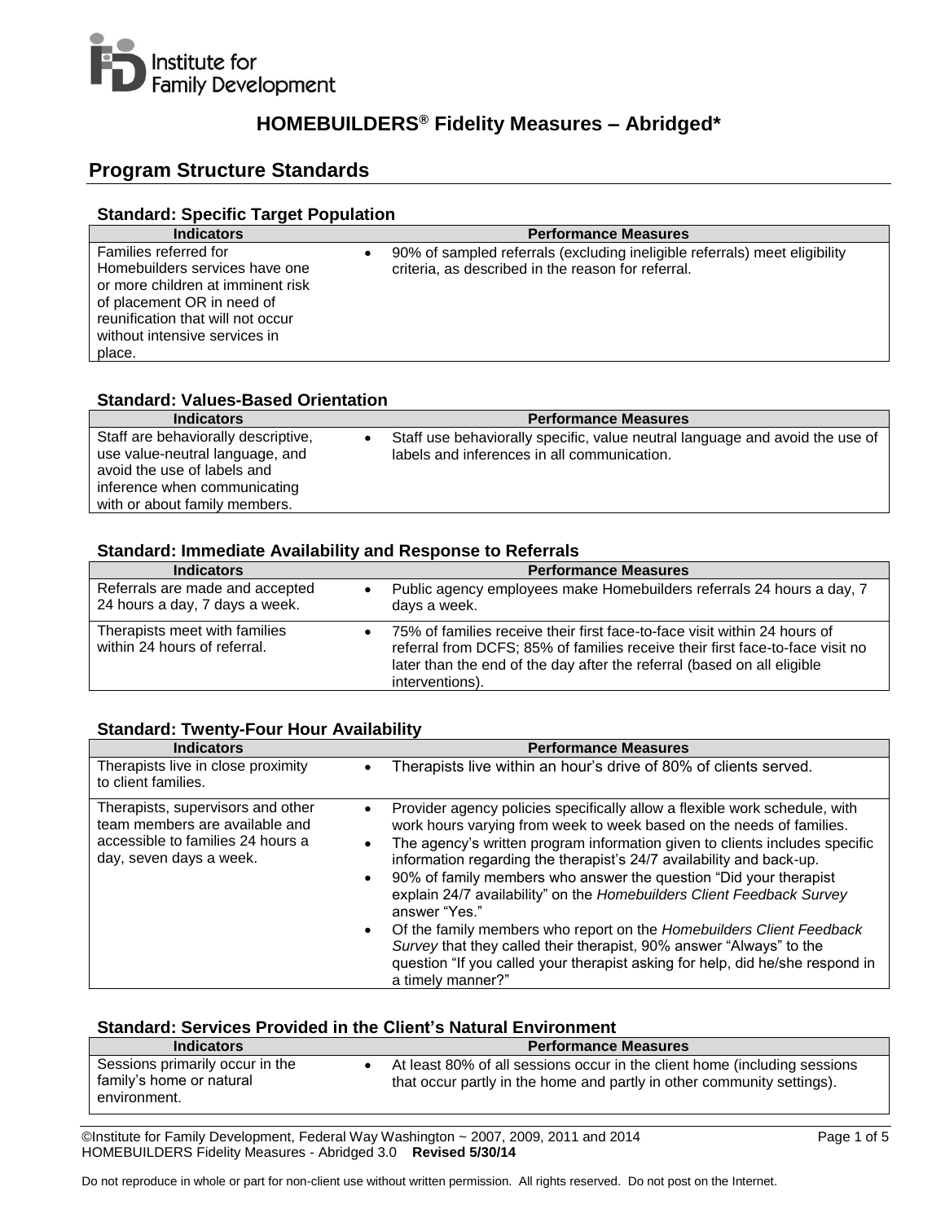# HOMEBUILDERS® Fidelity Measures – Abridged*

## Program Structure Standards

### Standard: Specific Target Population

| Indicators | Performance Measures |
|---|---|
| Families referred for Homebuilders services have one or more children at imminent risk of placement OR in need of reunification that will not occur without intensive services in place. | • 90% of sampled referrals (excluding ineligible referrals) meet eligibility criteria, as described in the reason for referral. |

### Standard: Values-Based Orientation

| Indicators | Performance Measures |
|---|---|
| Staff are behaviorally descriptive, use value-neutral language, and avoid the use of labels and inference when communicating with or about family members. | • Staff use behaviorally specific, value neutral language and avoid the use of labels and inferences in all communication. |

### Standard: Immediate Availability and Response to Referrals

| Indicators | Performance Measures |
|---|---|
| Referrals are made and accepted 24 hours a day, 7 days a week. | • Public agency employees make Homebuilders referrals 24 hours a day, 7 days a week. |
| Therapists meet with families within 24 hours of referral. | • 75% of families receive their first face-to-face visit within 24 hours of referral from DCFS; 85% of families receive their first face-to-face visit no later than the end of the day after the referral (based on all eligible interventions). |

### Standard: Twenty-Four Hour Availability

| Indicators | Performance Measures |
|---|---|
| Therapists live in close proximity to client families. | • Therapists live within an hour's drive of 80% of clients served. |
| Therapists, supervisors and other team members are available and accessible to families 24 hours a day, seven days a week. | • Provider agency policies specifically allow a flexible work schedule, with work hours varying from week to week based on the needs of families.<br>• The agency's written program information given to clients includes specific information regarding the therapist's 24/7 availability and back-up.<br>• 90% of family members who answer the question "Did your therapist explain 24/7 availability" on the *Homebuilders Client Feedback Survey* answer "Yes."<br>• Of the family members who report on the *Homebuilders Client Feedback Survey* that they called their therapist, 90% answer "Always" to the question "If you called your therapist asking for help, did he/she respond in a timely manner?" |

### Standard: Services Provided in the Client's Natural Environment

| Indicators | Performance Measures |
|---|---|
| Sessions primarily occur in the family's home or natural environment. | • At least 80% of all sessions occur in the client home (including sessions that occur partly in the home and partly in other community settings). |

©Institute for Family Development, Federal Way Washington ~ 2007, 2009, 2011 and 2014
HOMEBUILDERS Fidelity Measures - Abridged 3.0 **Revised 5/30/14**

Do not reproduce in whole or part for non-client use without written permission. All rights reserved. Do not post on the Internet.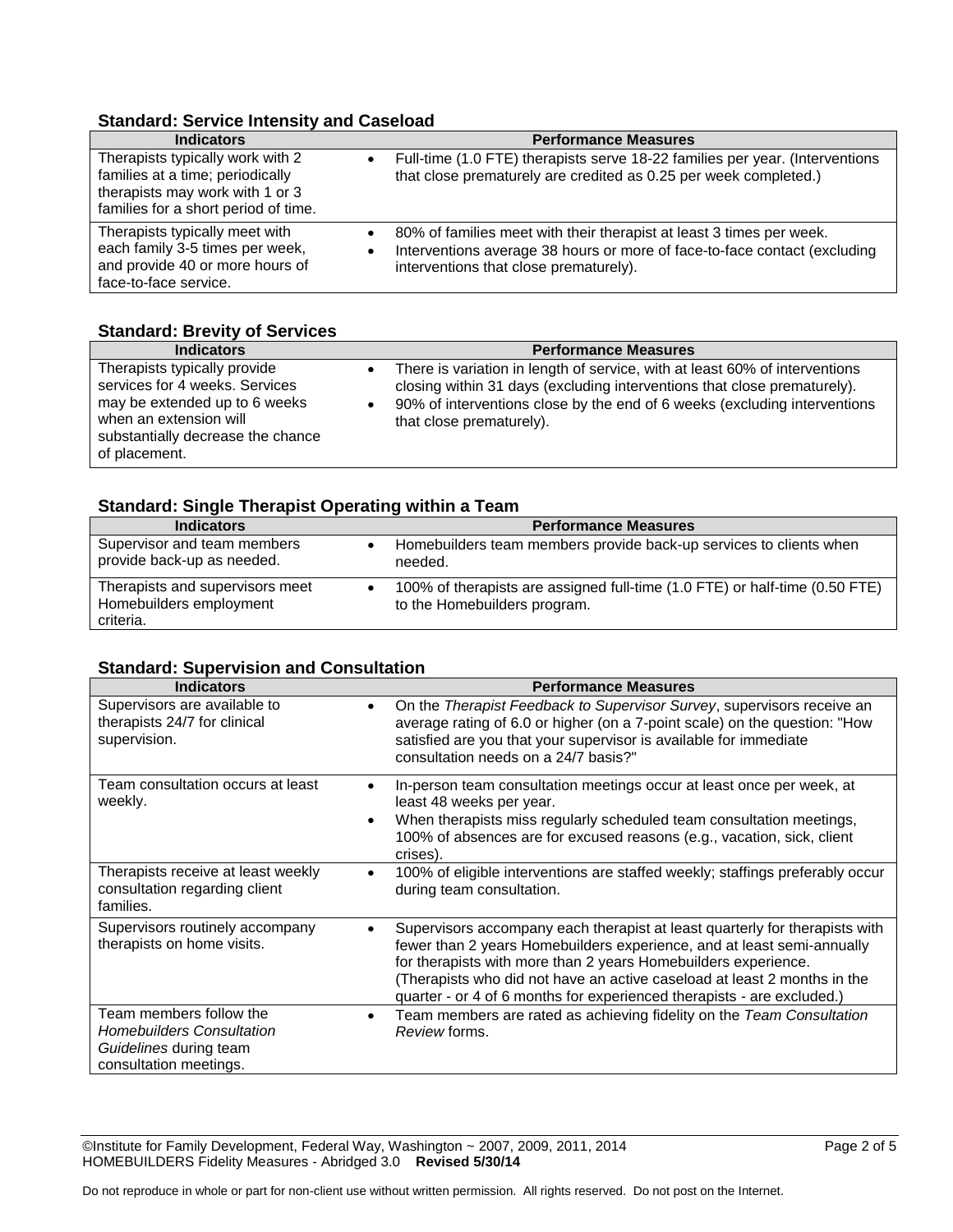### Standard: Service Intensity and Caseload

| Indicators | Performance Measures |
|---|---|
| Therapists typically work with 2 families at a time; periodically therapists may work with 1 or 3 families for a short period of time. | • Full-time (1.0 FTE) therapists serve 18-22 families per year. (Interventions that close prematurely are credited as 0.25 per week completed.) |
| Therapists typically meet with each family 3-5 times per week, and provide 40 or more hours of face-to-face service. | • 80% of families meet with their therapist at least 3 times per week.<br>• Interventions average 38 hours or more of face-to-face contact (excluding interventions that close prematurely). |

### Standard: Brevity of Services

| Indicators | Performance Measures |
|---|---|
| Therapists typically provide services for 4 weeks. Services may be extended up to 6 weeks when an extension will substantially decrease the chance of placement. | • There is variation in length of service, with at least 60% of interventions closing within 31 days (excluding interventions that close prematurely).<br>• 90% of interventions close by the end of 6 weeks (excluding interventions that close prematurely). |

### Standard: Single Therapist Operating within a Team

| Indicators | Performance Measures |
|---|---|
| Supervisor and team members provide back-up as needed. | • Homebuilders team members provide back-up services to clients when needed. |
| Therapists and supervisors meet Homebuilders employment criteria. | • 100% of therapists are assigned full-time (1.0 FTE) or half-time (0.50 FTE) to the Homebuilders program. |

### Standard: Supervision and Consultation

| Indicators | Performance Measures |
|---|---|
| Supervisors are available to therapists 24/7 for clinical supervision. | • On the *Therapist Feedback to Supervisor Survey*, supervisors receive an average rating of 6.0 or higher (on a 7-point scale) on the question: "How satisfied are you that your supervisor is available for immediate consultation needs on a 24/7 basis?" |
| Team consultation occurs at least weekly. | • In-person team consultation meetings occur at least once per week, at least 48 weeks per year.<br>• When therapists miss regularly scheduled team consultation meetings, 100% of absences are for excused reasons (e.g., vacation, sick, client crises). |
| Therapists receive at least weekly consultation regarding client families. | • 100% of eligible interventions are staffed weekly; staffings preferably occur during team consultation. |
| Supervisors routinely accompany therapists on home visits. | • Supervisors accompany each therapist at least quarterly for therapists with fewer than 2 years Homebuilders experience, and at least semi-annually for therapists with more than 2 years Homebuilders experience. (Therapists who did not have an active caseload at least 2 months in the quarter - or 4 of 6 months for experienced therapists - are excluded.) |
| Team members follow the *Homebuilders Consultation Guidelines* during team consultation meetings. | • Team members are rated as achieving fidelity on the *Team Consultation Review* forms. |

©Institute for Family Development, Federal Way, Washington ~ 2007, 2009, 2011, 2014
HOMEBUILDERS Fidelity Measures - Abridged 3.0 **Revised 5/30/14**

Do not reproduce in whole or part for non-client use without written permission. All rights reserved. Do not post on the Internet.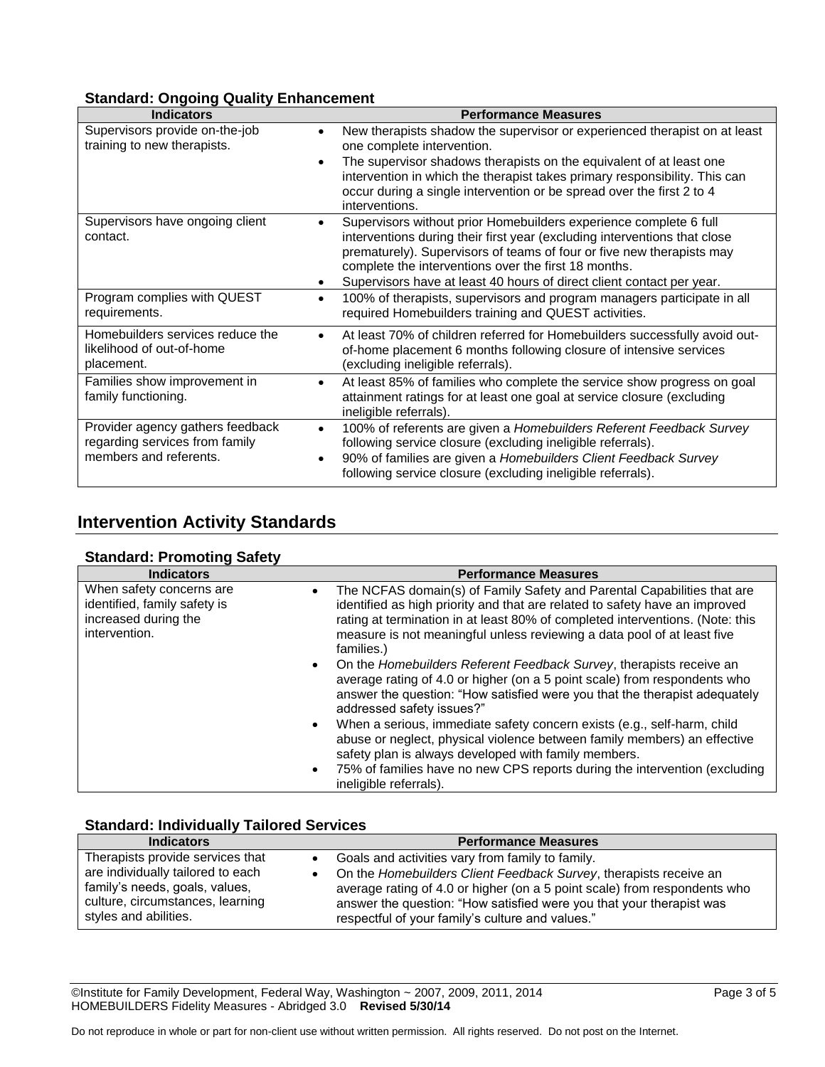### Standard: Ongoing Quality Enhancement

| Indicators | Performance Measures |
|---|---|
| Supervisors provide on-the-job training to new therapists. | • New therapists shadow the supervisor or experienced therapist on at least one complete intervention.<br>• The supervisor shadows therapists on the equivalent of at least one intervention in which the therapist takes primary responsibility. This can occur during a single intervention or be spread over the first 2 to 4 interventions. |
| Supervisors have ongoing client contact. | • Supervisors without prior Homebuilders experience complete 6 full interventions during their first year (excluding interventions that close prematurely). Supervisors of teams of four or five new therapists may complete the interventions over the first 18 months.<br>• Supervisors have at least 40 hours of direct client contact per year. |
| Program complies with QUEST requirements. | • 100% of therapists, supervisors and program managers participate in all required Homebuilders training and QUEST activities. |
| Homebuilders services reduce the likelihood of out-of-home placement. | • At least 70% of children referred for Homebuilders successfully avoid out-of-home placement 6 months following closure of intensive services (excluding ineligible referrals). |
| Families show improvement in family functioning. | • At least 85% of families who complete the service show progress on goal attainment ratings for at least one goal at service closure (excluding ineligible referrals). |
| Provider agency gathers feedback regarding services from family members and referents. | • 100% of referents are given a *Homebuilders Referent Feedback Survey* following service closure (excluding ineligible referrals).<br>• 90% of families are given a *Homebuilders Client Feedback Survey* following service closure (excluding ineligible referrals). |

## Intervention Activity Standards

### Standard: Promoting Safety

| Indicators | Performance Measures |
|---|---|
| When safety concerns are identified, family safety is increased during the intervention. | • The NCFAS domain(s) of Family Safety and Parental Capabilities that are identified as high priority and that are related to safety have an improved rating at termination in at least 80% of completed interventions. (Note: this measure is not meaningful unless reviewing a data pool of at least five families.)<br>• On the *Homebuilders Referent Feedback Survey*, therapists receive an average rating of 4.0 or higher (on a 5 point scale) from respondents who answer the question: "How satisfied were you that the therapist adequately addressed safety issues?"<br>• When a serious, immediate safety concern exists (e.g., self-harm, child abuse or neglect, physical violence between family members) an effective safety plan is always developed with family members.<br>• 75% of families have no new CPS reports during the intervention (excluding ineligible referrals). |

### Standard: Individually Tailored Services

| Indicators | Performance Measures |
|---|---|
| Therapists provide services that are individually tailored to each family's needs, goals, values, culture, circumstances, learning styles and abilities. | • Goals and activities vary from family to family.<br>• On the *Homebuilders Client Feedback Survey*, therapists receive an average rating of 4.0 or higher (on a 5 point scale) from respondents who answer the question: "How satisfied were you that your therapist was respectful of your family's culture and values." |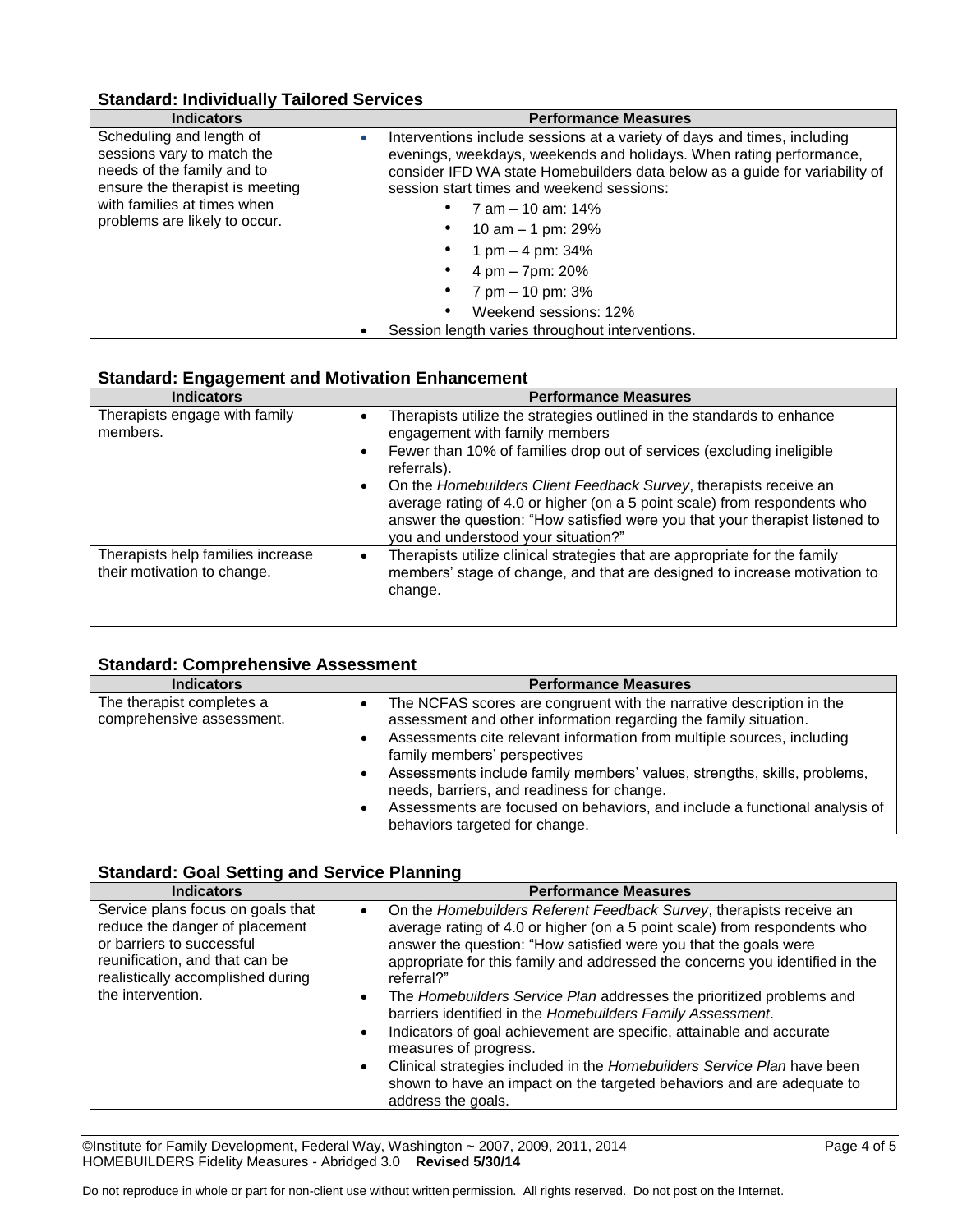### Standard: Individually Tailored Services

| Indicators | Performance Measures |
| --- | --- |
| Scheduling and length of sessions vary to match the needs of the family and to ensure the therapist is meeting with families at times when problems are likely to occur. | • Interventions include sessions at a variety of days and times, including evenings, weekdays, weekends and holidays. When rating performance, consider IFD WA state Homebuilders data below as a guide for variability of session start times and weekend sessions:<br>• 7 am – 10 am: 14%<br>• 10 am – 1 pm: 29%<br>• 1 pm – 4 pm: 34%<br>• 4 pm – 7pm: 20%<br>• 7 pm – 10 pm: 3%<br>• Weekend sessions: 12%<br>• Session length varies throughout interventions. |

### Standard: Engagement and Motivation Enhancement

| Indicators | Performance Measures |
| --- | --- |
| Therapists engage with family members. | • Therapists utilize the strategies outlined in the standards to enhance engagement with family members<br>• Fewer than 10% of families drop out of services (excluding ineligible referrals).<br>• On the *Homebuilders Client Feedback Survey*, therapists receive an average rating of 4.0 or higher (on a 5 point scale) from respondents who answer the question: "How satisfied were you that your therapist listened to you and understood your situation?" |
| Therapists help families increase their motivation to change. | • Therapists utilize clinical strategies that are appropriate for the family members' stage of change, and that are designed to increase motivation to change. |

### Standard: Comprehensive Assessment

| Indicators | Performance Measures |
| --- | --- |
| The therapist completes a comprehensive assessment. | • The NCFAS scores are congruent with the narrative description in the assessment and other information regarding the family situation.<br>• Assessments cite relevant information from multiple sources, including family members' perspectives<br>• Assessments include family members' values, strengths, skills, problems, needs, barriers, and readiness for change.<br>• Assessments are focused on behaviors, and include a functional analysis of behaviors targeted for change. |

### Standard: Goal Setting and Service Planning

| Indicators | Performance Measures |
| --- | --- |
| Service plans focus on goals that reduce the danger of placement or barriers to successful reunification, and that can be realistically accomplished during the intervention. | • On the *Homebuilders Referent Feedback Survey*, therapists receive an average rating of 4.0 or higher (on a 5 point scale) from respondents who answer the question: "How satisfied were you that the goals were appropriate for this family and addressed the concerns you identified in the referral?"<br>• The *Homebuilders Service Plan* addresses the prioritized problems and barriers identified in the *Homebuilders Family Assessment*.<br>• Indicators of goal achievement are specific, attainable and accurate measures of progress.<br>• Clinical strategies included in the *Homebuilders Service Plan* have been shown to have an impact on the targeted behaviors and are adequate to address the goals. |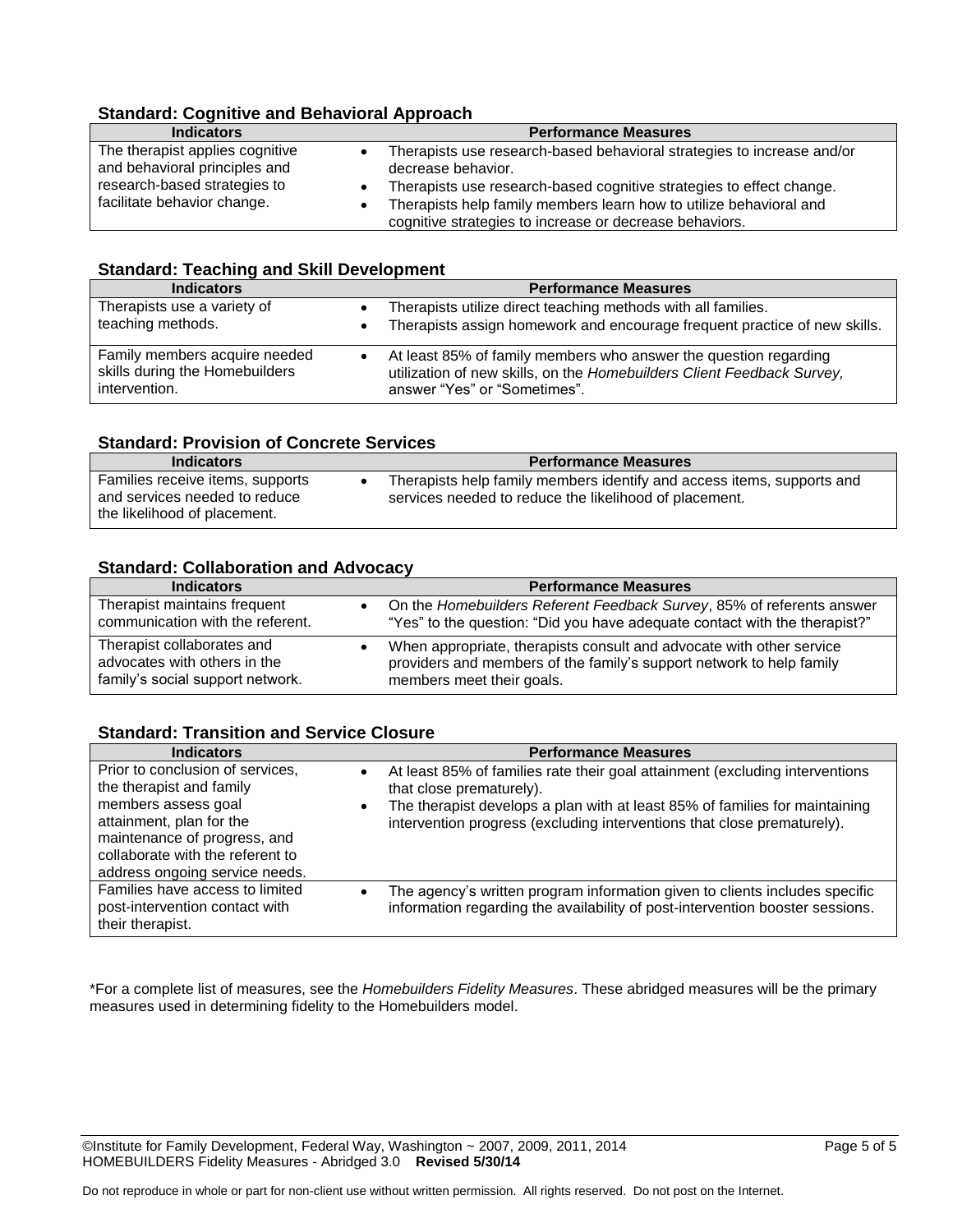### Standard: Cognitive and Behavioral Approach

| Indicators | Performance Measures |
| --- | --- |
| The therapist applies cognitive and behavioral principles and research-based strategies to facilitate behavior change. | • Therapists use research-based behavioral strategies to increase and/or decrease behavior.<br>• Therapists use research-based cognitive strategies to effect change.<br>• Therapists help family members learn how to utilize behavioral and cognitive strategies to increase or decrease behaviors. |

### Standard: Teaching and Skill Development

| Indicators | Performance Measures |
| --- | --- |
| Therapists use a variety of teaching methods. | • Therapists utilize direct teaching methods with all families.<br>• Therapists assign homework and encourage frequent practice of new skills. |
| Family members acquire needed skills during the Homebuilders intervention. | • At least 85% of family members who answer the question regarding utilization of new skills, on the *Homebuilders Client Feedback Survey,* answer "Yes" or "Sometimes". |

### Standard: Provision of Concrete Services

| Indicators | Performance Measures |
| --- | --- |
| Families receive items, supports and services needed to reduce the likelihood of placement. | • Therapists help family members identify and access items, supports and services needed to reduce the likelihood of placement. |

### Standard: Collaboration and Advocacy

| Indicators | Performance Measures |
| --- | --- |
| Therapist maintains frequent communication with the referent. | • On the *Homebuilders Referent Feedback Survey*, 85% of referents answer "Yes" to the question: "Did you have adequate contact with the therapist?" |
| Therapist collaborates and advocates with others in the family's social support network. | • When appropriate, therapists consult and advocate with other service providers and members of the family's support network to help family members meet their goals. |

### Standard: Transition and Service Closure

| Indicators | Performance Measures |
| --- | --- |
| Prior to conclusion of services, the therapist and family members assess goal attainment, plan for the maintenance of progress, and collaborate with the referent to address ongoing service needs. | • At least 85% of families rate their goal attainment (excluding interventions that close prematurely).<br>• The therapist develops a plan with at least 85% of families for maintaining intervention progress (excluding interventions that close prematurely). |
| Families have access to limited post-intervention contact with their therapist. | • The agency's written program information given to clients includes specific information regarding the availability of post-intervention booster sessions. |

*For a complete list of measures, see the *Homebuilders Fidelity Measures*. These abridged measures will be the primary measures used in determining fidelity to the Homebuilders model.